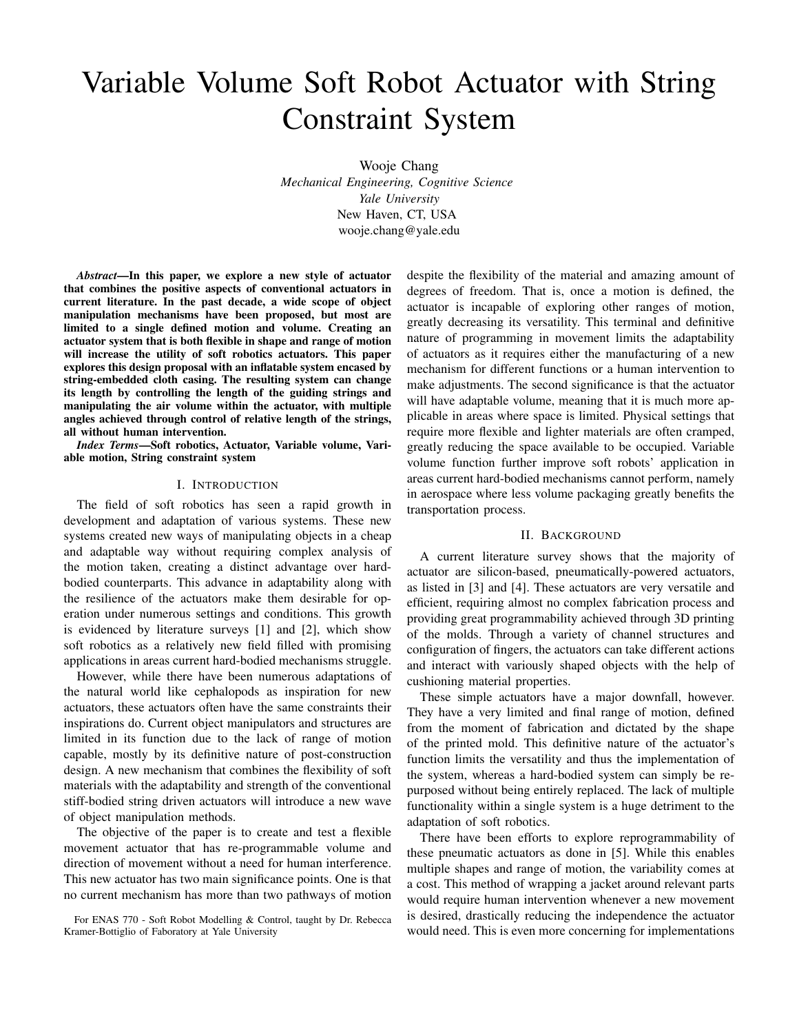# Variable Volume Soft Robot Actuator with String Constraint System

Wooje Chang
*Mechanical Engineering, Cognitive Science*
*Yale University*
New Haven, CT, USA
wooje.chang@yale.edu

***Abstract*—In this paper, we explore a new style of actuator that combines the positive aspects of conventional actuators in current literature. In the past decade, a wide scope of object manipulation mechanisms have been proposed, but most are limited to a single defined motion and volume. Creating an actuator system that is both flexible in shape and range of motion will increase the utility of soft robotics actuators. This paper explores this design proposal with an inflatable system encased by string-embedded cloth casing. The resulting system can change its length by controlling the length of the guiding strings and manipulating the air volume within the actuator, with multiple angles achieved through control of relative length of the strings, all without human intervention.**

***Index Terms*—Soft robotics, Actuator, Variable volume, Variable motion, String constraint system**

## I. Introduction

The field of soft robotics has seen a rapid growth in development and adaptation of various systems. These new systems created new ways of manipulating objects in a cheap and adaptable way without requiring complex analysis of the motion taken, creating a distinct advantage over hard-bodied counterparts. This advance in adaptability along with the resilience of the actuators make them desirable for operation under numerous settings and conditions. This growth is evidenced by literature surveys [1] and [2], which show soft robotics as a relatively new field filled with promising applications in areas current hard-bodied mechanisms struggle.

However, while there have been numerous adaptations of the natural world like cephalopods as inspiration for new actuators, these actuators often have the same constraints their inspirations do. Current object manipulators and structures are limited in its function due to the lack of range of motion capable, mostly by its definitive nature of post-construction design. A new mechanism that combines the flexibility of soft materials with the adaptability and strength of the conventional stiff-bodied string driven actuators will introduce a new wave of object manipulation methods.

The objective of the paper is to create and test a flexible movement actuator that has re-programmable volume and direction of movement without a need for human interference. This new actuator has two main significance points. One is that no current mechanism has more than two pathways of motion despite the flexibility of the material and amazing amount of degrees of freedom. That is, once a motion is defined, the actuator is incapable of exploring other ranges of motion, greatly decreasing its versatility. This terminal and definitive nature of programming in movement limits the adaptability of actuators as it requires either the manufacturing of a new mechanism for different functions or a human intervention to make adjustments. The second significance is that the actuator will have adaptable volume, meaning that it is much more applicable in areas where space is limited. Physical settings that require more flexible and lighter materials are often cramped, greatly reducing the space available to be occupied. Variable volume function further improve soft robots' application in areas current hard-bodied mechanisms cannot perform, namely in aerospace where less volume packaging greatly benefits the transportation process.

## II. Background

A current literature survey shows that the majority of actuator are silicon-based, pneumatically-powered actuators, as listed in [3] and [4]. These actuators are very versatile and efficient, requiring almost no complex fabrication process and providing great programmability achieved through 3D printing of the molds. Through a variety of channel structures and configuration of fingers, the actuators can take different actions and interact with variously shaped objects with the help of cushioning material properties.

These simple actuators have a major downfall, however. They have a very limited and final range of motion, defined from the moment of fabrication and dictated by the shape of the printed mold. This definitive nature of the actuator's function limits the versatility and thus the implementation of the system, whereas a hard-bodied system can simply be repurposed without being entirely replaced. The lack of multiple functionality within a single system is a huge detriment to the adaptation of soft robotics.

There have been efforts to explore reprogrammability of these pneumatic actuators as done in [5]. While this enables multiple shapes and range of motion, the variability comes at a cost. This method of wrapping a jacket around relevant parts would require human intervention whenever a new movement is desired, drastically reducing the independence the actuator would need. This is even more concerning for implementations

For ENAS 770 - Soft Robot Modelling & Control, taught by Dr. Rebecca Kramer-Bottiglio of Faboratory at Yale University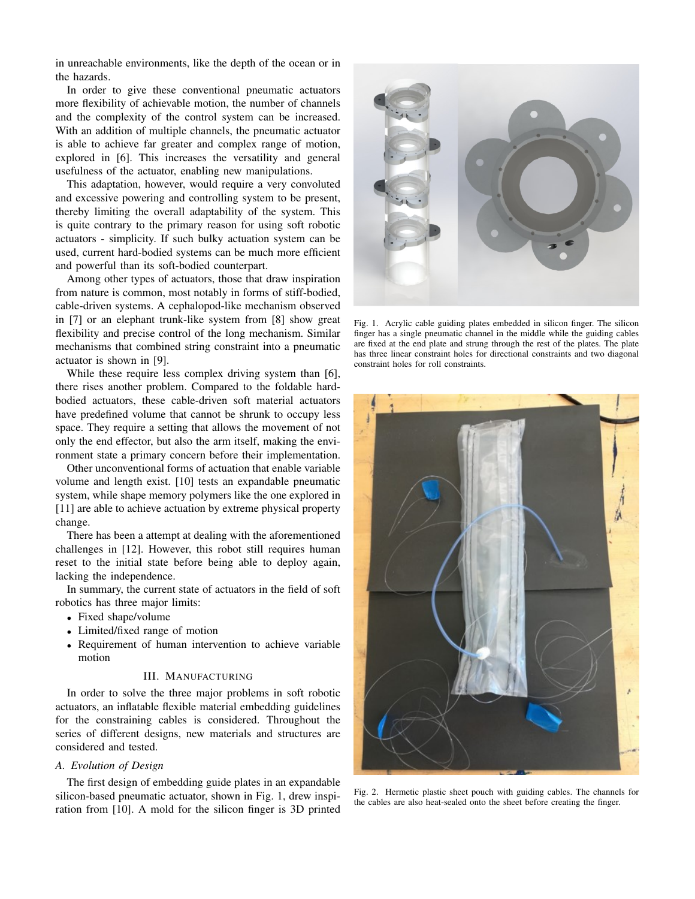in unreachable environments, like the depth of the ocean or in the hazards.

In order to give these conventional pneumatic actuators more flexibility of achievable motion, the number of channels and the complexity of the control system can be increased. With an addition of multiple channels, the pneumatic actuator is able to achieve far greater and complex range of motion, explored in [6]. This increases the versatility and general usefulness of the actuator, enabling new manipulations.

This adaptation, however, would require a very convoluted and excessive powering and controlling system to be present, thereby limiting the overall adaptability of the system. This is quite contrary to the primary reason for using soft robotic actuators - simplicity. If such bulky actuation system can be used, current hard-bodied systems can be much more efficient and powerful than its soft-bodied counterpart.

Among other types of actuators, those that draw inspiration from nature is common, most notably in forms of stiff-bodied, cable-driven systems. A cephalopod-like mechanism observed in [7] or an elephant trunk-like system from [8] show great flexibility and precise control of the long mechanism. Similar mechanisms that combined string constraint into a pneumatic actuator is shown in [9].

While these require less complex driving system than [6], there rises another problem. Compared to the foldable hard-bodied actuators, these cable-driven soft material actuators have predefined volume that cannot be shrunk to occupy less space. They require a setting that allows the movement of not only the end effector, but also the arm itself, making the environment state a primary concern before their implementation.

Other unconventional forms of actuation that enable variable volume and length exist. [10] tests an expandable pneumatic system, while shape memory polymers like the one explored in [11] are able to achieve actuation by extreme physical property change.

There has been a attempt at dealing with the aforementioned challenges in [12]. However, this robot still requires human reset to the initial state before being able to deploy again, lacking the independence.

In summary, the current state of actuators in the field of soft robotics has three major limits:

- Fixed shape/volume
- Limited/fixed range of motion
- Requirement of human intervention to achieve variable motion

## III. Manufacturing

In order to solve the three major problems in soft robotic actuators, an inflatable flexible material embedding guidelines for the constraining cables is considered. Throughout the series of different designs, new materials and structures are considered and tested.

### A. Evolution of Design

The first design of embedding guide plates in an expandable silicon-based pneumatic actuator, shown in Fig. 1, drew inspiration from [10]. A mold for the silicon finger is 3D printed

Fig. 1. Acrylic cable guiding plates embedded in silicon finger. The silicon finger has a single pneumatic channel in the middle while the guiding cables are fixed at the end plate and strung through the rest of the plates. The plate has three linear constraint holes for directional constraints and two diagonal constraint holes for roll constraints.

Fig. 2. Hermetic plastic sheet pouch with guiding cables. The channels for the cables are also heat-sealed onto the sheet before creating the finger.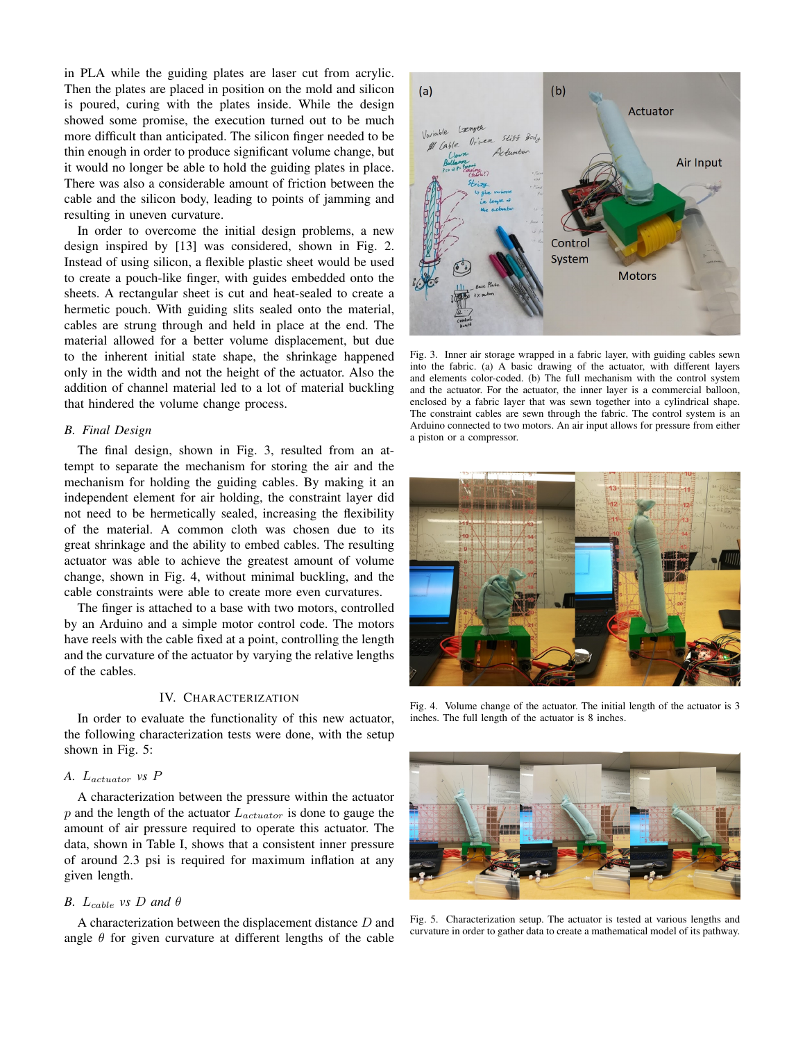in PLA while the guiding plates are laser cut from acrylic. Then the plates are placed in position on the mold and silicon is poured, curing with the plates inside. While the design showed some promise, the execution turned out to be much more difficult than anticipated. The silicon finger needed to be thin enough in order to produce significant volume change, but it would no longer be able to hold the guiding plates in place. There was also a considerable amount of friction between the cable and the silicon body, leading to points of jamming and resulting in uneven curvature.

In order to overcome the initial design problems, a new design inspired by [13] was considered, shown in Fig. 2. Instead of using silicon, a flexible plastic sheet would be used to create a pouch-like finger, with guides embedded onto the sheets. A rectangular sheet is cut and heat-sealed to create a hermetic pouch. With guiding slits sealed onto the material, cables are strung through and held in place at the end. The material allowed for a better volume displacement, but due to the inherent initial state shape, the shrinkage happened only in the width and not the height of the actuator. Also the addition of channel material led to a lot of material buckling that hindered the volume change process.

### B. Final Design

The final design, shown in Fig. 3, resulted from an attempt to separate the mechanism for storing the air and the mechanism for holding the guiding cables. By making it an independent element for air holding, the constraint layer did not need to be hermetically sealed, increasing the flexibility of the material. A common cloth was chosen due to its great shrinkage and the ability to embed cables. The resulting actuator was able to achieve the greatest amount of volume change, shown in Fig. 4, without minimal buckling, and the cable constraints were able to create more even curvatures.

The finger is attached to a base with two motors, controlled by an Arduino and a simple motor control code. The motors have reels with the cable fixed at a point, controlling the length and the curvature of the actuator by varying the relative lengths of the cables.

Fig. 3. Inner air storage wrapped in a fabric layer, with guiding cables sewn into the fabric. (a) A basic drawing of the actuator, with different layers and elements color-coded. (b) The full mechanism with the control system and the actuator. For the actuator, the inner layer is a commercial balloon, enclosed by a fabric layer that was sewn together into a cylindrical shape. The constraint cables are sewn through the fabric. The control system is an Arduino connected to two motors. An air input allows for pressure from either a piston or a compressor.

Fig. 4. Volume change of the actuator. The initial length of the actuator is 3 inches. The full length of the actuator is 8 inches.

Fig. 5. Characterization setup. The actuator is tested at various lengths and curvature in order to gather data to create a mathematical model of its pathway.

## IV. Characterization

In order to evaluate the functionality of this new actuator, the following characterization tests were done, with the setup shown in Fig. 5:

### A. $L_{actuator}$ vs $P$

A characterization between the pressure within the actuator $p$ and the length of the actuator $L_{actuator}$ is done to gauge the amount of air pressure required to operate this actuator. The data, shown in Table I, shows that a consistent inner pressure of around 2.3 psi is required for maximum inflation at any given length.

### B. $L_{cable}$ vs $D$ and $\theta$

A characterization between the displacement distance $D$ and angle $\theta$ for given curvature at different lengths of the cable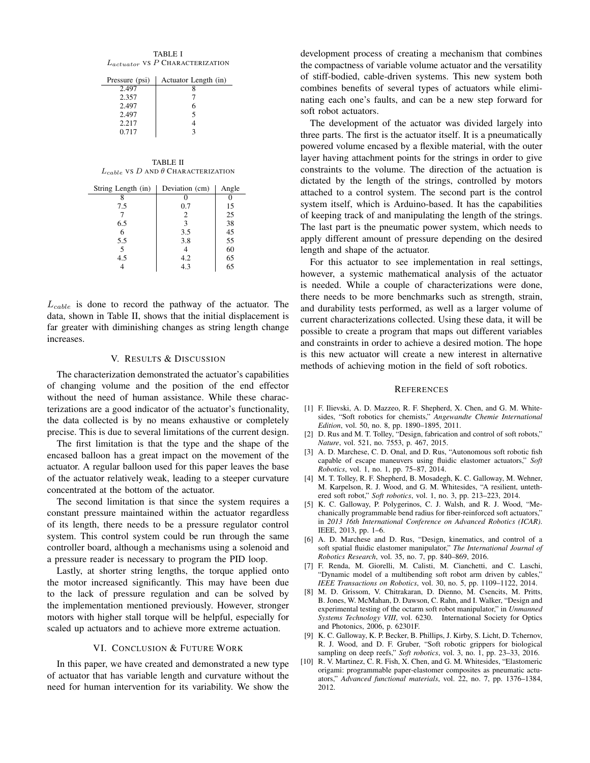TABLE I
$L_{actuator}$ VS $P$ CHARACTERIZATION

| Pressure (psi) | Actuator Length (in) |
|---|---|
| 2.497 | 8 |
| 2.357 | 7 |
| 2.497 | 6 |
| 2.497 | 5 |
| 2.217 | 4 |
| 0.717 | 3 |

TABLE II
$L_{cable}$ VS $D$ AND $\theta$ CHARACTERIZATION

| String Length (in) | Deviation (cm) | Angle |
|---|---|---|
| 8 | 0 | 0 |
| 7.5 | 0.7 | 15 |
| 7 | 2 | 25 |
| 6.5 | 3 | 38 |
| 6 | 3.5 | 45 |
| 5.5 | 3.8 | 55 |
| 5 | 4 | 60 |
| 4.5 | 4.2 | 65 |
| 4 | 4.3 | 65 |

$L_{cable}$ is done to record the pathway of the actuator. The data, shown in Table II, shows that the initial displacement is far greater with diminishing changes as string length change increases.

## V. RESULTS & DISCUSSION

The characterization demonstrated the actuator's capabilities of changing volume and the position of the end effector without the need of human assistance. While these characterizations are a good indicator of the actuator's functionality, the data collected is by no means exhaustive or completely precise. This is due to several limitations of the current design.

The first limitation is that the type and the shape of the encased balloon has a great impact on the movement of the actuator. A regular balloon used for this paper leaves the base of the actuator relatively weak, leading to a steeper curvature concentrated at the bottom of the actuator.

The second limitation is that since the system requires a constant pressure maintained within the actuator regardless of its length, there needs to be a pressure regulator control system. This control system could be run through the same controller board, although a mechanisms using a solenoid and a pressure reader is necessary to program the PID loop.

Lastly, at shorter string lengths, the torque applied onto the motor increased significantly. This may have been due to the lack of pressure regulation and can be solved by the implementation mentioned previously. However, stronger motors with higher stall torque will be helpful, especially for scaled up actuators and to achieve more extreme actuation.

## VI. CONCLUSION & FUTURE WORK

In this paper, we have created and demonstrated a new type of actuator that has variable length and curvature without the need for human intervention for its variability. We show the development process of creating a mechanism that combines the compactness of variable volume actuator and the versatility of stiff-bodied, cable-driven systems. This new system both combines benefits of several types of actuators while eliminating each one's faults, and can be a new step forward for soft robot actuators.

The development of the actuator was divided largely into three parts. The first is the actuator itself. It is a pneumatically powered volume encased by a flexible material, with the outer layer having attachment points for the strings in order to give constraints to the volume. The direction of the actuation is dictated by the length of the strings, controlled by motors attached to a control system. The second part is the control system itself, which is Arduino-based. It has the capabilities of keeping track of and manipulating the length of the strings. The last part is the pneumatic power system, which needs to apply different amount of pressure depending on the desired length and shape of the actuator.

For this actuator to see implementation in real settings, however, a systemic mathematical analysis of the actuator is needed. While a couple of characterizations were done, there needs to be more benchmarks such as strength, strain, and durability tests performed, as well as a larger volume of current characterizations collected. Using these data, it will be possible to create a program that maps out different variables and constraints in order to achieve a desired motion. The hope is this new actuator will create a new interest in alternative methods of achieving motion in the field of soft robotics.

## REFERENCES

[1] F. Ilievski, A. D. Mazzeo, R. F. Shepherd, X. Chen, and G. M. Whitesides, "Soft robotics for chemists," *Angewandte Chemie International Edition*, vol. 50, no. 8, pp. 1890–1895, 2011.

[2] D. Rus and M. T. Tolley, "Design, fabrication and control of soft robots," *Nature*, vol. 521, no. 7553, p. 467, 2015.

[3] A. D. Marchese, C. D. Onal, and D. Rus, "Autonomous soft robotic fish capable of escape maneuvers using fluidic elastomer actuators," *Soft Robotics*, vol. 1, no. 1, pp. 75–87, 2014.

[4] M. T. Tolley, R. F. Shepherd, B. Mosadegh, K. C. Galloway, M. Wehner, M. Karpelson, R. J. Wood, and G. M. Whitesides, "A resilient, untethered soft robot," *Soft robotics*, vol. 1, no. 3, pp. 213–223, 2014.

[5] K. C. Galloway, P. Polygerinos, C. J. Walsh, and R. J. Wood, "Mechanically programmable bend radius for fiber-reinforced soft actuators," in *2013 16th International Conference on Advanced Robotics (ICAR)*. IEEE, 2013, pp. 1–6.

[6] A. D. Marchese and D. Rus, "Design, kinematics, and control of a soft spatial fluidic elastomer manipulator," *The International Journal of Robotics Research*, vol. 35, no. 7, pp. 840–869, 2016.

[7] F. Renda, M. Giorelli, M. Calisti, M. Cianchetti, and C. Laschi, "Dynamic model of a multibending soft robot arm driven by cables," *IEEE Transactions on Robotics*, vol. 30, no. 5, pp. 1109–1122, 2014.

[8] M. D. Grissom, V. Chitrakaran, D. Dienno, M. Csencits, M. Pritts, B. Jones, W. McMahan, D. Dawson, C. Rahn, and I. Walker, "Design and experimental testing of the octarm soft robot manipulator," in *Unmanned Systems Technology VIII*, vol. 6230. International Society for Optics and Photonics, 2006, p. 62301F.

[9] K. C. Galloway, K. P. Becker, B. Phillips, J. Kirby, S. Licht, D. Tchernov, R. J. Wood, and D. F. Gruber, "Soft robotic grippers for biological sampling on deep reefs," *Soft robotics*, vol. 3, no. 1, pp. 23–33, 2016.

[10] R. V. Martinez, C. R. Fish, X. Chen, and G. M. Whitesides, "Elastomeric origami: programmable paper-elastomer composites as pneumatic actuators," *Advanced functional materials*, vol. 22, no. 7, pp. 1376–1384, 2012.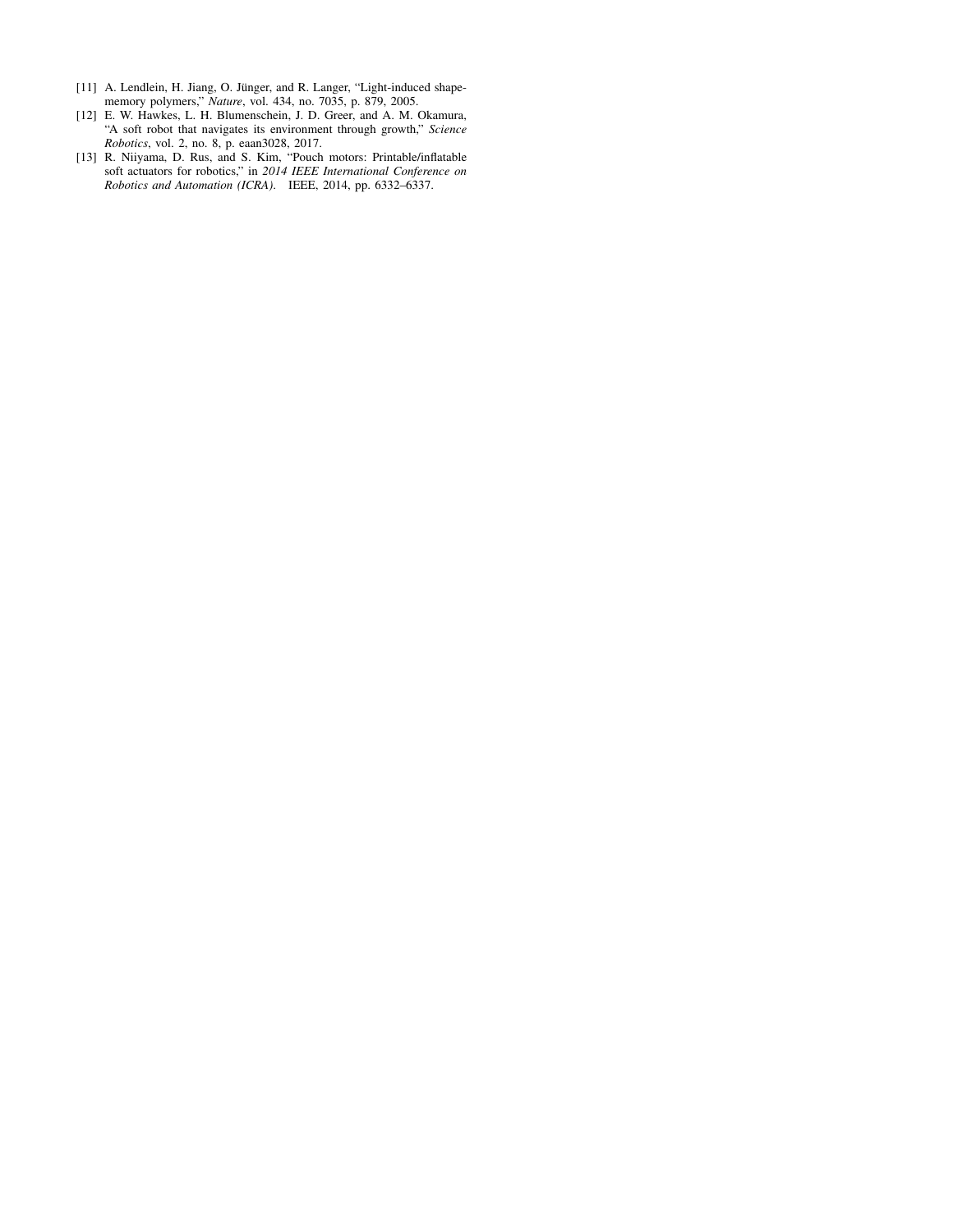[11] A. Lendlein, H. Jiang, O. Jünger, and R. Langer, "Light-induced shape-memory polymers," *Nature*, vol. 434, no. 7035, p. 879, 2005.

[12] E. W. Hawkes, L. H. Blumenschein, J. D. Greer, and A. M. Okamura, "A soft robot that navigates its environment through growth," *Science Robotics*, vol. 2, no. 8, p. eaan3028, 2017.

[13] R. Niiyama, D. Rus, and S. Kim, "Pouch motors: Printable/inflatable soft actuators for robotics," in *2014 IEEE International Conference on Robotics and Automation (ICRA)*. IEEE, 2014, pp. 6332–6337.